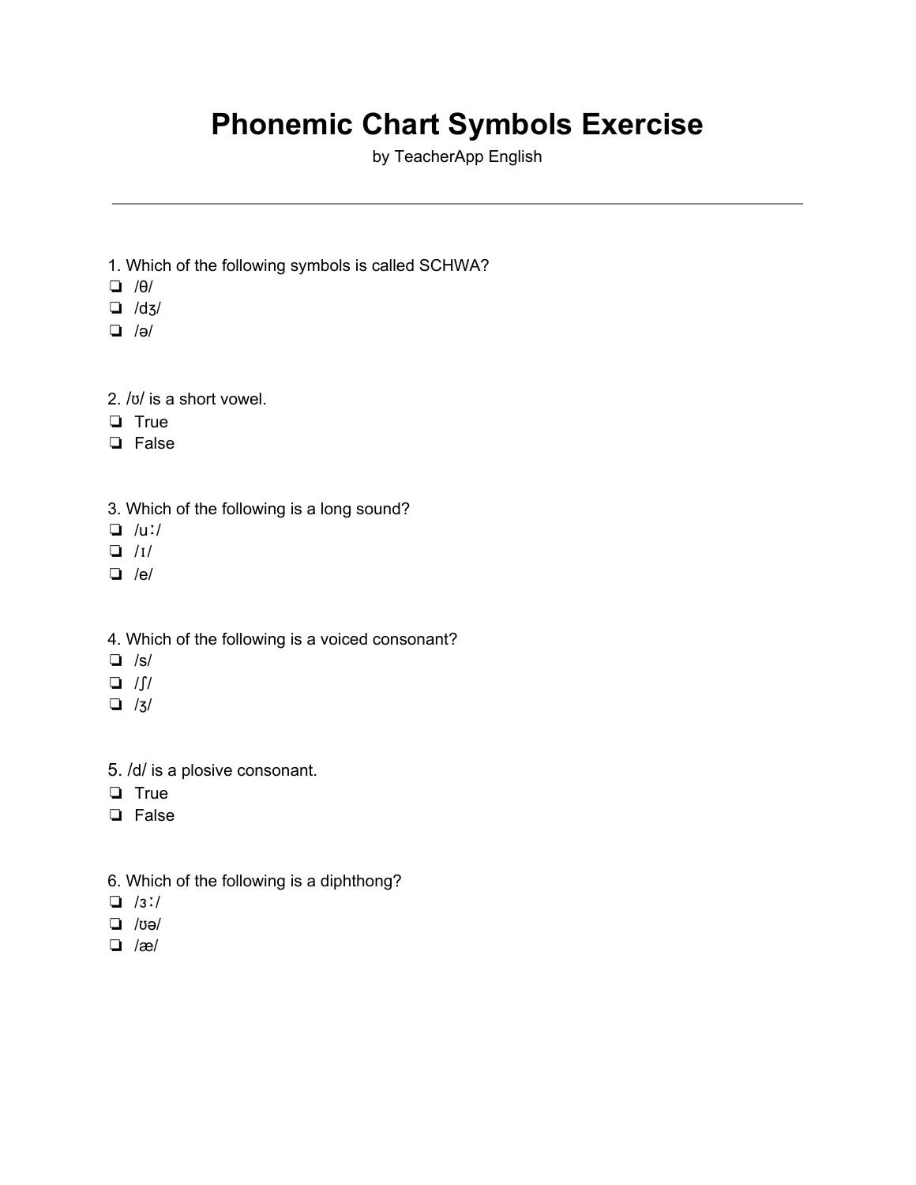# Phonemic Chart Symbols Exercise

by TeacherApp English

---

1. Which of the following symbols is called SCHWA?

- ❏ /θ/
- ❏ /dʒ/
- ❏ /ə/

2. /ʊ/ is a short vowel.

- ❏ True
- ❏ False

3. Which of the following is a long sound?

- ❏ /uː/
- ❏ /ɪ/
- ❏ /e/

4. Which of the following is a voiced consonant?

- ❏ /s/
- ❏ /ʃ/
- ❏ /ʒ/

5. /d/ is a plosive consonant.

- ❏ True
- ❏ False

6. Which of the following is a diphthong?

- ❏ /ɜː/
- ❏ /ʊə/
- ❏ /æ/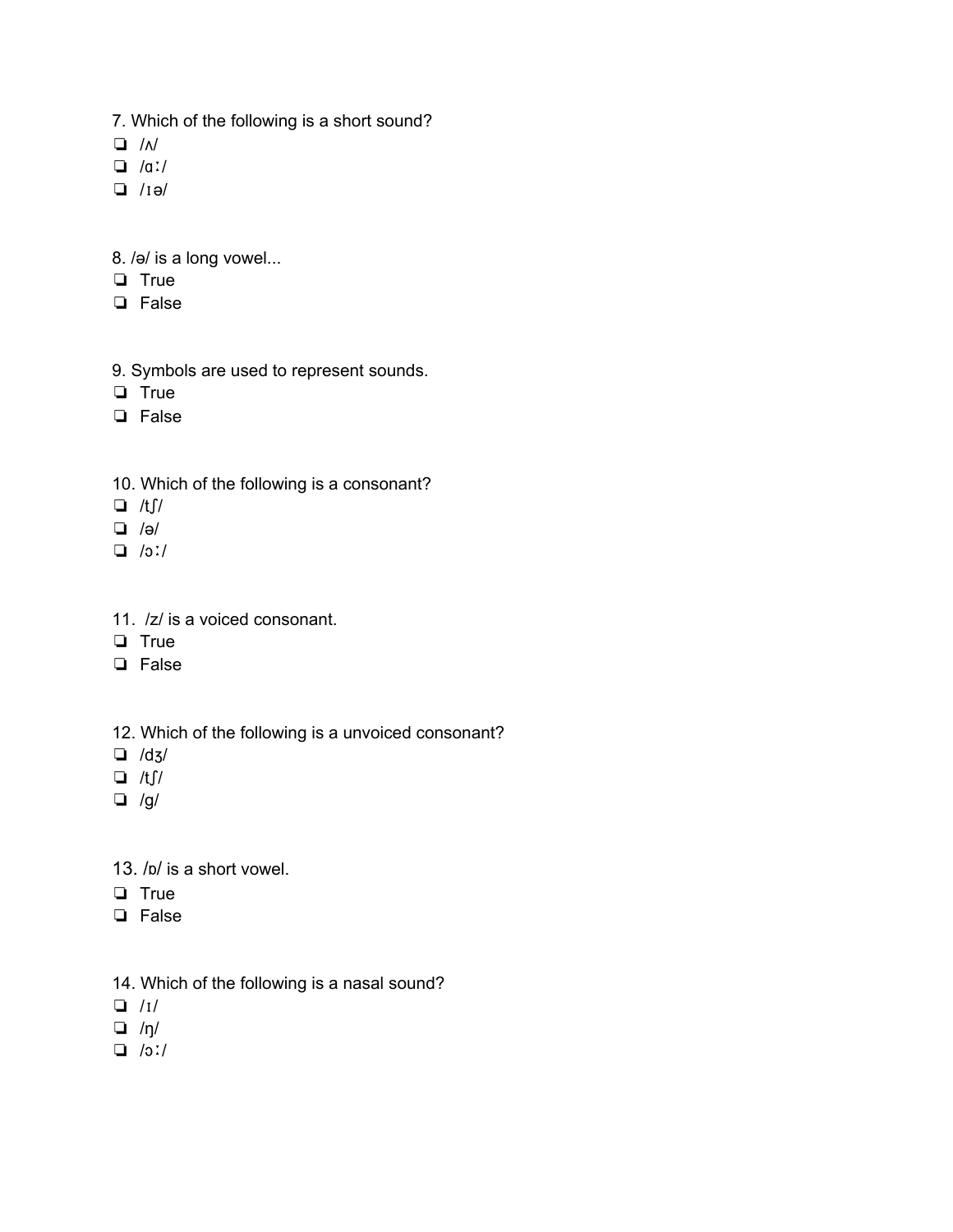7. Which of the following is a short sound?

- ❏ /ʌ/
- ❏ /ɑː/
- ❏ /ɪə/

8. /ə/ is a long vowel...

- ❏ True
- ❏ False

9. Symbols are used to represent sounds.

- ❏ True
- ❏ False

10. Which of the following is a consonant?

- ❏ /tʃ/
- ❏ /ə/
- ❏ /ɔː/

11. /z/ is a voiced consonant.

- ❏ True
- ❏ False

12. Which of the following is a unvoiced consonant?

- ❏ /dʒ/
- ❏ /tʃ/
- ❏ /g/

13. /ɒ/ is a short vowel.

- ❏ True
- ❏ False

14. Which of the following is a nasal sound?

- ❏ /ɪ/
- ❏ /ŋ/
- ❏ /ɔː/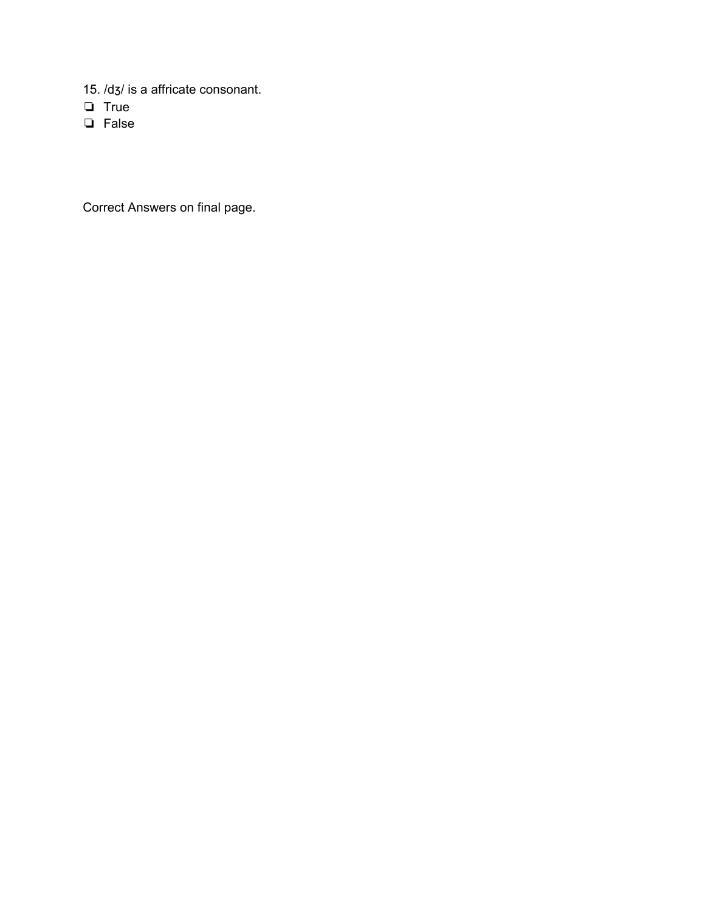15. /dʒ/ is a affricate consonant.

❏ True
❏ False

Correct Answers on final page.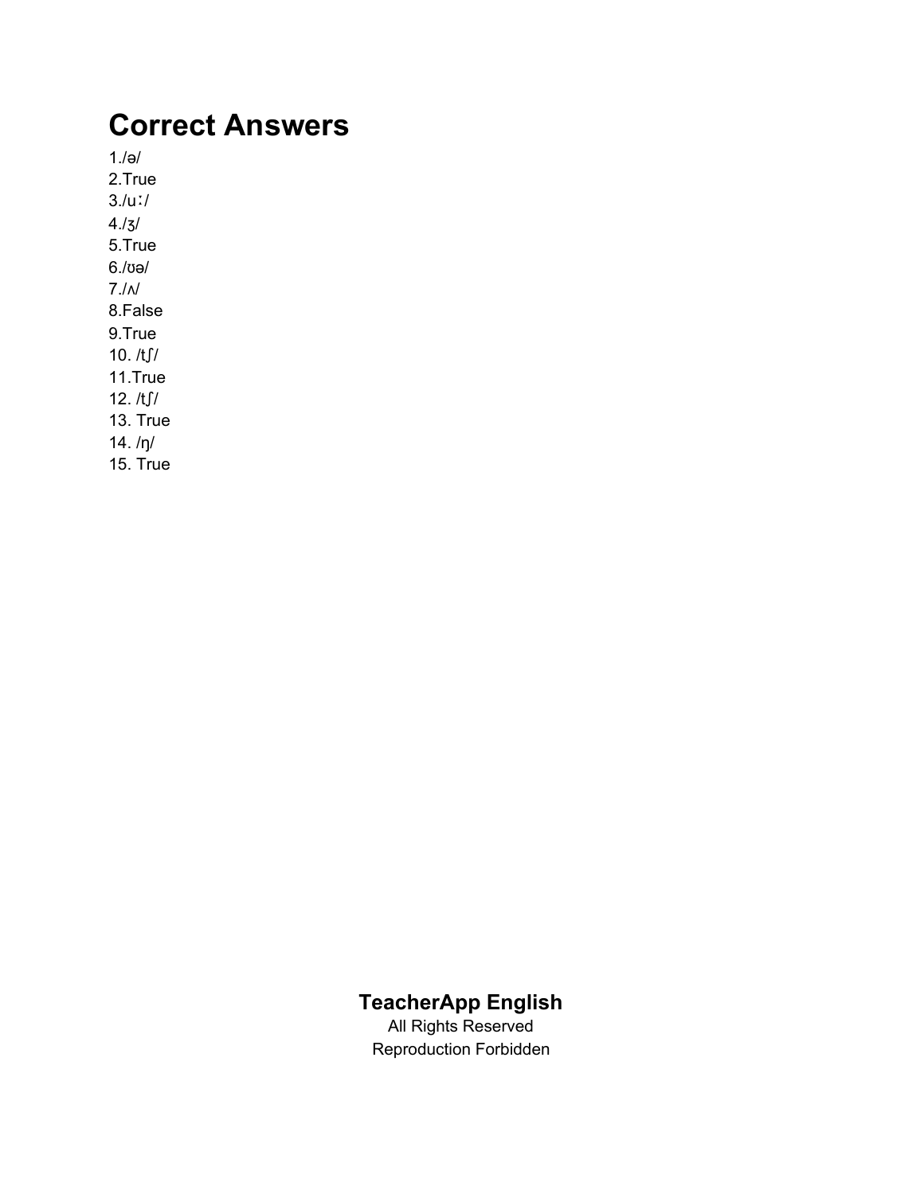# Correct Answers

1./ə/
2.True
3./uː/
4./ʒ/
5.True
6./ʊə/
7./ʌ/
8.False
9.True
10. /tʃ/
11.True
12. /tʃ/
13. True
14. /ŋ/
15. True

**TeacherApp English**
All Rights Reserved
Reproduction Forbidden